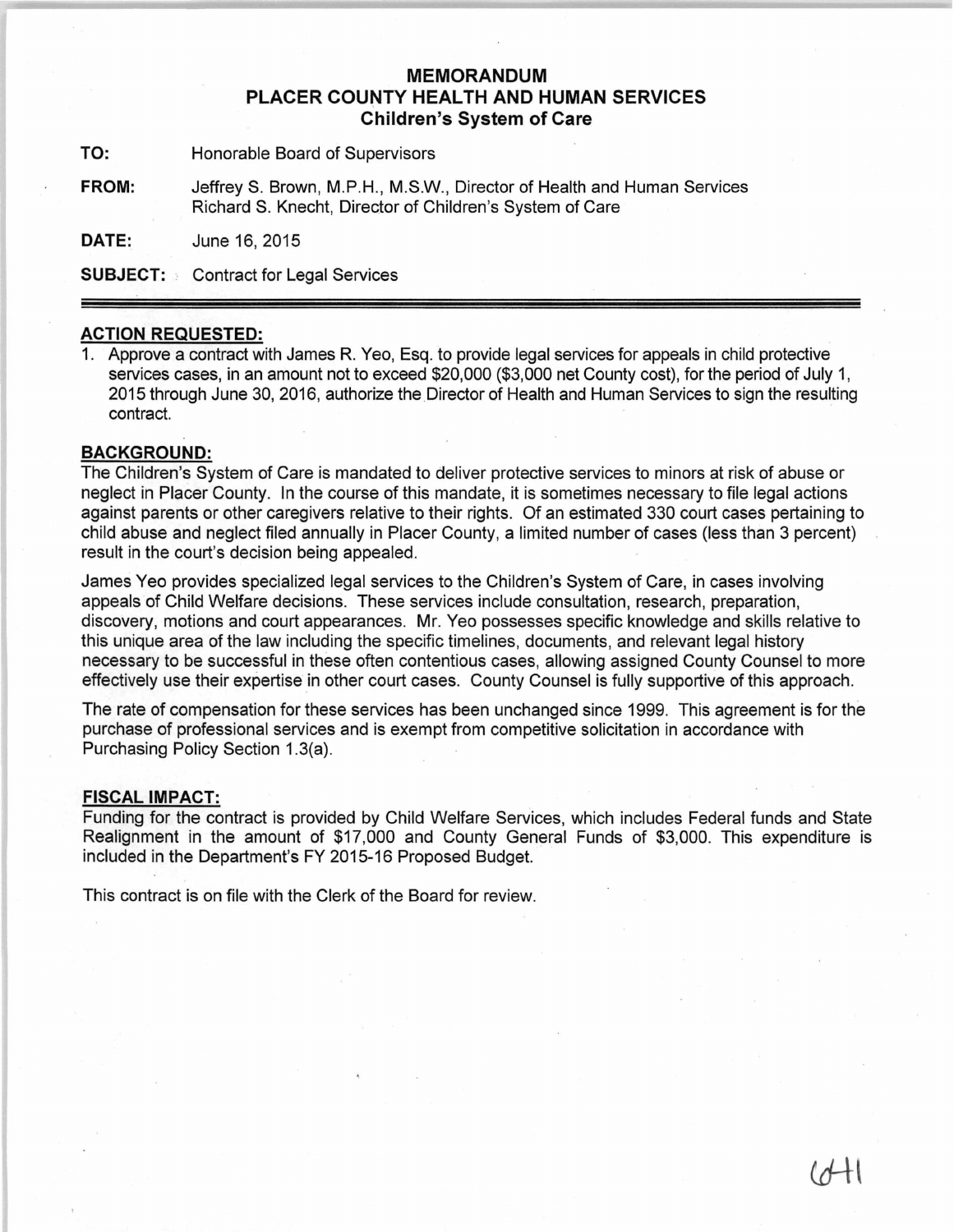# MEMORANDUM
# PLACER COUNTY HEALTH AND HUMAN SERVICES
## Children's System of Care

**TO:** Honorable Board of Supervisors

**FROM:** Jeffrey S. Brown, M.P.H., M.S.W., Director of Health and Human Services
Richard S. Knecht, Director of Children's System of Care

**DATE:** June 16, 2015

**SUBJECT:** Contract for Legal Services

---

**ACTION REQUESTED:**

1. Approve a contract with James R. Yeo, Esq. to provide legal services for appeals in child protective services cases, in an amount not to exceed $20,000 ($3,000 net County cost), for the period of July 1, 2015 through June 30, 2016, authorize the Director of Health and Human Services to sign the resulting contract.

**BACKGROUND:**

The Children's System of Care is mandated to deliver protective services to minors at risk of abuse or neglect in Placer County. In the course of this mandate, it is sometimes necessary to file legal actions against parents or other caregivers relative to their rights. Of an estimated 330 court cases pertaining to child abuse and neglect filed annually in Placer County, a limited number of cases (less than 3 percent) result in the court's decision being appealed.

James Yeo provides specialized legal services to the Children's System of Care, in cases involving appeals of Child Welfare decisions. These services include consultation, research, preparation, discovery, motions and court appearances. Mr. Yeo possesses specific knowledge and skills relative to this unique area of the law including the specific timelines, documents, and relevant legal history necessary to be successful in these often contentious cases, allowing assigned County Counsel to more effectively use their expertise in other court cases. County Counsel is fully supportive of this approach.

The rate of compensation for these services has been unchanged since 1999. This agreement is for the purchase of professional services and is exempt from competitive solicitation in accordance with Purchasing Policy Section 1.3(a).

**FISCAL IMPACT:**

Funding for the contract is provided by Child Welfare Services, which includes Federal funds and State Realignment in the amount of $17,000 and County General Funds of $3,000. This expenditure is included in the Department's FY 2015-16 Proposed Budget.

This contract is on file with the Clerk of the Board for review.